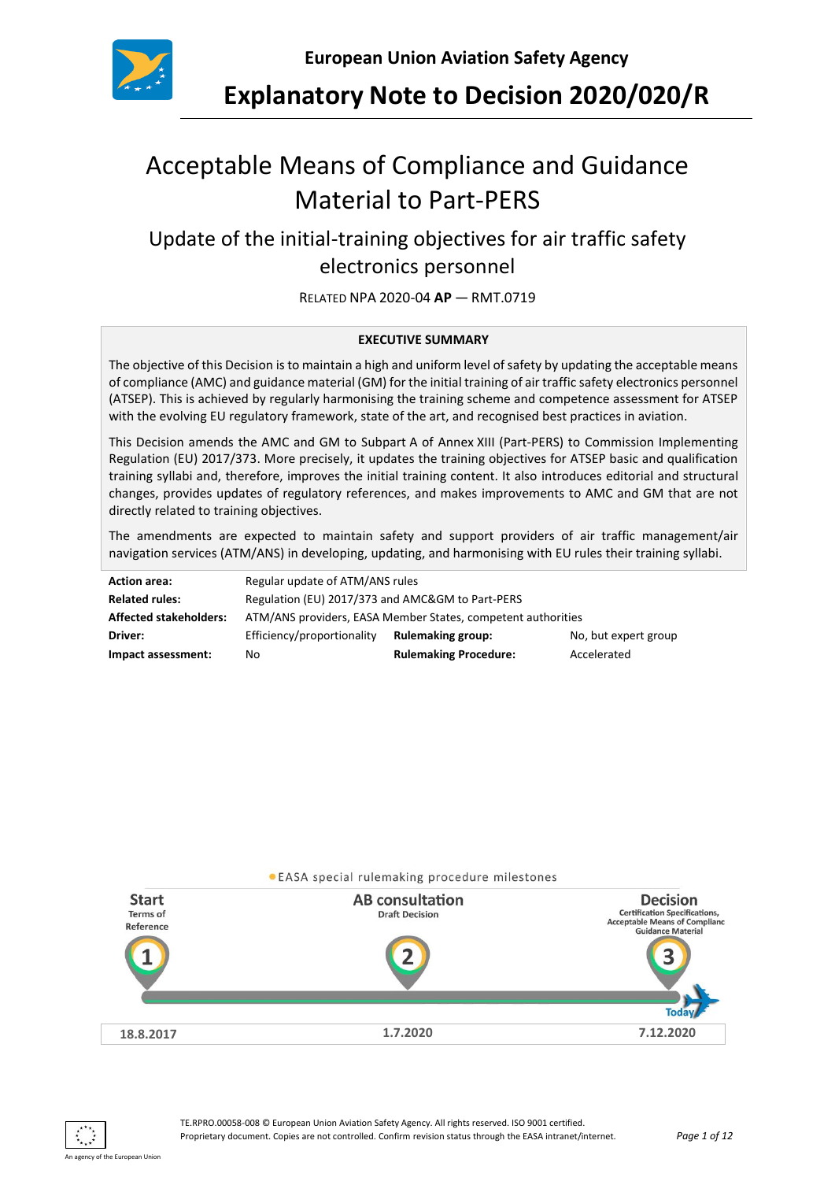European Union Aviation Safety Agency

# Explanatory Note to Decision 2020/020/R

# Acceptable Means of Compliance and Guidance Material to Part-PERS

## Update of the initial-training objectives for air traffic safety electronics personnel

RELATED NPA 2020-04 **AP** — RMT.0719

**EXECUTIVE SUMMARY**

The objective of this Decision is to maintain a high and uniform level of safety by updating the acceptable means of compliance (AMC) and guidance material (GM) for the initial training of air traffic safety electronics personnel (ATSEP). This is achieved by regularly harmonising the training scheme and competence assessment for ATSEP with the evolving EU regulatory framework, state of the art, and recognised best practices in aviation.

This Decision amends the AMC and GM to Subpart A of Annex XIII (Part-PERS) to Commission Implementing Regulation (EU) 2017/373. More precisely, it updates the training objectives for ATSEP basic and qualification training syllabi and, therefore, improves the initial training content. It also introduces editorial and structural changes, provides updates of regulatory references, and makes improvements to AMC and GM that are not directly related to training objectives.

The amendments are expected to maintain safety and support providers of air traffic management/air navigation services (ATM/ANS) in developing, updating, and harmonising with EU rules their training syllabi.

| | | | |
|---|---|---|---|
| **Action area:** | Regular update of ATM/ANS rules | | |
| **Related rules:** | Regulation (EU) 2017/373 and AMC&GM to Part-PERS | | |
| **Affected stakeholders:** | ATM/ANS providers, EASA Member States, competent authorities | | |
| **Driver:** | Efficiency/proportionality | **Rulemaking group:** | No, but expert group |
| **Impact assessment:** | No | **Rulemaking Procedure:** | Accelerated |

EASA special rulemaking procedure milestones

| Start | AB consultation | Decision |
|---|---|---|
| Terms of Reference | Draft Decision | Certification Specifications, Acceptable Means of Complianc Guidance Material |
| 1 | 2 | 3 |
| 18.8.2017 | 1.7.2020 | 7.12.2020 |

Today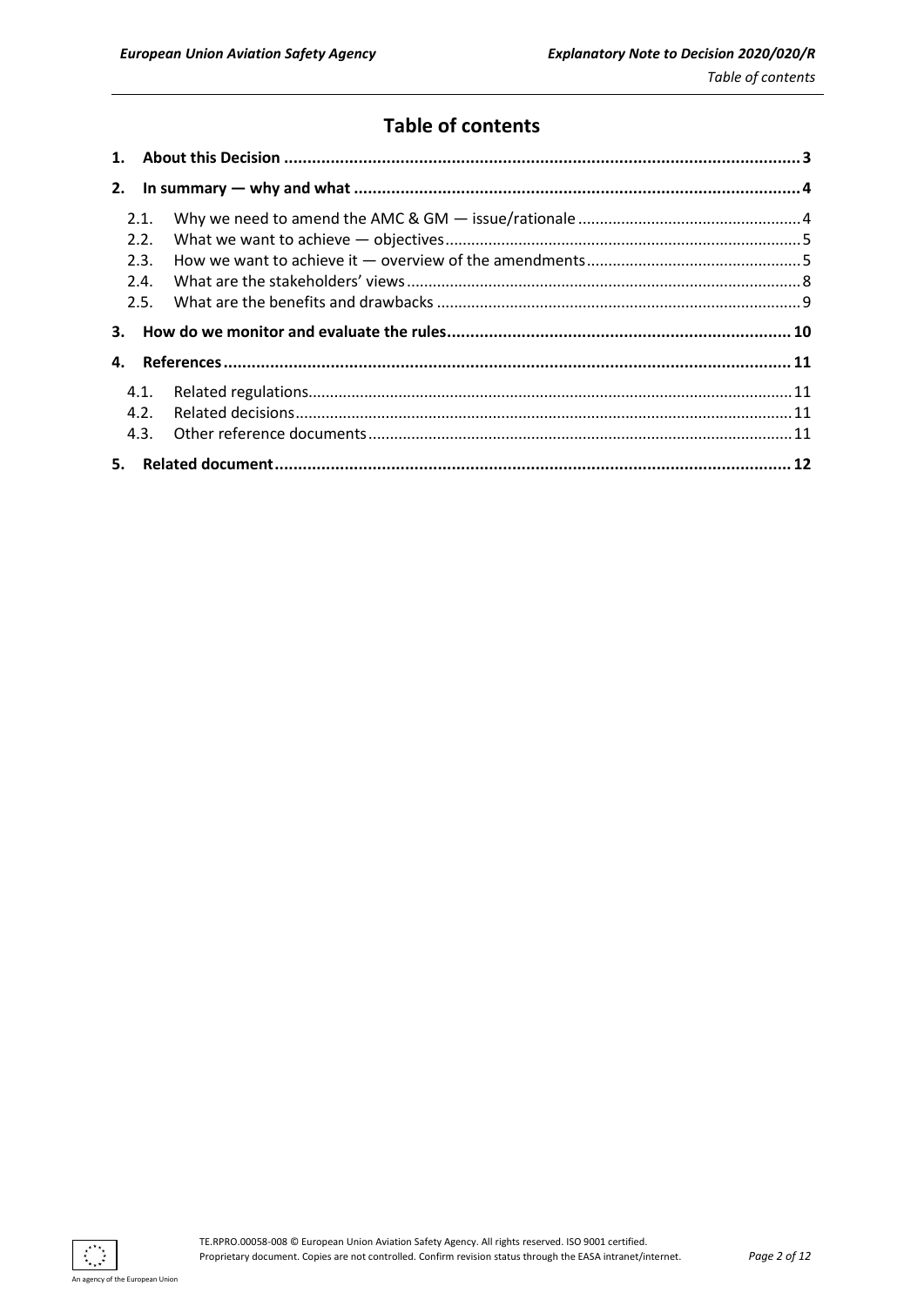# Table of contents

1. **About this Decision** ..... 3
2. **In summary — why and what** ..... 4
   - 2.1. Why we need to amend the AMC & GM — issue/rationale ..... 4
   - 2.2. What we want to achieve — objectives ..... 5
   - 2.3. How we want to achieve it — overview of the amendments ..... 5
   - 2.4. What are the stakeholders' views ..... 8
   - 2.5. What are the benefits and drawbacks ..... 9
3. **How do we monitor and evaluate the rules** ..... 10
4. **References** ..... 11
   - 4.1. Related regulations ..... 11
   - 4.2. Related decisions ..... 11
   - 4.3. Other reference documents ..... 11
5. **Related document** ..... 12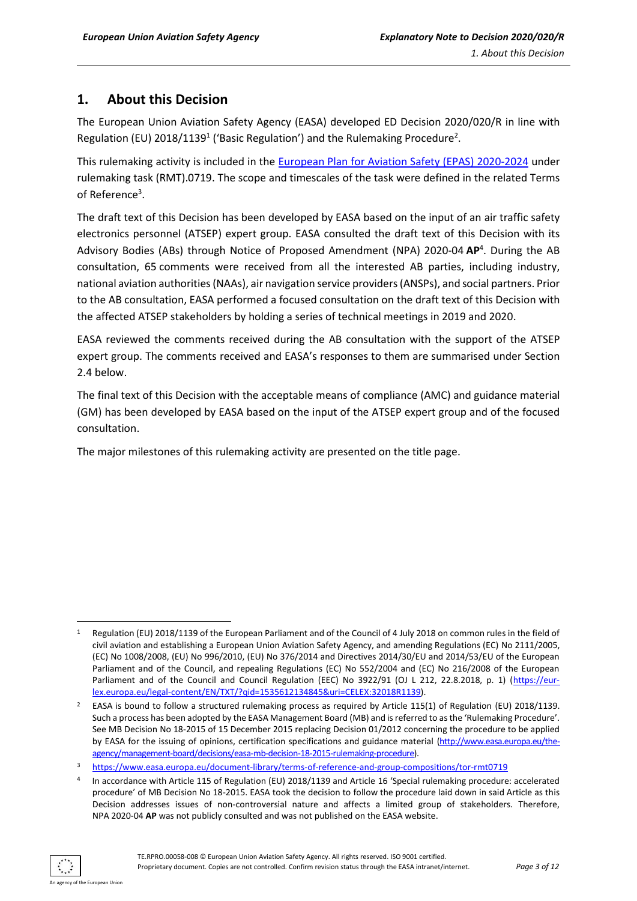## 1. About this Decision

The European Union Aviation Safety Agency (EASA) developed ED Decision 2020/020/R in line with Regulation (EU) 2018/1139[1] ('Basic Regulation') and the Rulemaking Procedure[2].

This rulemaking activity is included in the European Plan for Aviation Safety (EPAS) 2020-2024 under rulemaking task (RMT).0719. The scope and timescales of the task were defined in the related Terms of Reference[3].

The draft text of this Decision has been developed by EASA based on the input of an air traffic safety electronics personnel (ATSEP) expert group. EASA consulted the draft text of this Decision with its Advisory Bodies (ABs) through Notice of Proposed Amendment (NPA) 2020-04 **AP**[4]. During the AB consultation, 65 comments were received from all the interested AB parties, including industry, national aviation authorities (NAAs), air navigation service providers (ANSPs), and social partners. Prior to the AB consultation, EASA performed a focused consultation on the draft text of this Decision with the affected ATSEP stakeholders by holding a series of technical meetings in 2019 and 2020.

EASA reviewed the comments received during the AB consultation with the support of the ATSEP expert group. The comments received and EASA's responses to them are summarised under Section 2.4 below.

The final text of this Decision with the acceptable means of compliance (AMC) and guidance material (GM) has been developed by EASA based on the input of the ATSEP expert group and of the focused consultation.

The major milestones of this rulemaking activity are presented on the title page.

---

[1] Regulation (EU) 2018/1139 of the European Parliament and of the Council of 4 July 2018 on common rules in the field of civil aviation and establishing a European Union Aviation Safety Agency, and amending Regulations (EC) No 2111/2005, (EC) No 1008/2008, (EU) No 996/2010, (EU) No 376/2014 and Directives 2014/30/EU and 2014/53/EU of the European Parliament and of the Council, and repealing Regulations (EC) No 552/2004 and (EC) No 216/2008 of the European Parliament and of the Council and Council Regulation (EEC) No 3922/91 (OJ L 212, 22.8.2018, p. 1) (https://eur-lex.europa.eu/legal-content/EN/TXT/?qid=1535612134845&uri=CELEX:32018R1139).

[2] EASA is bound to follow a structured rulemaking process as required by Article 115(1) of Regulation (EU) 2018/1139. Such a process has been adopted by the EASA Management Board (MB) and is referred to as the 'Rulemaking Procedure'. See MB Decision No 18-2015 of 15 December 2015 replacing Decision 01/2012 concerning the procedure to be applied by EASA for the issuing of opinions, certification specifications and guidance material (http://www.easa.europa.eu/the-agency/management-board/decisions/easa-mb-decision-18-2015-rulemaking-procedure).

[3] https://www.easa.europa.eu/document-library/terms-of-reference-and-group-compositions/tor-rmt0719

[4] In accordance with Article 115 of Regulation (EU) 2018/1139 and Article 16 'Special rulemaking procedure: accelerated procedure' of MB Decision No 18-2015. EASA took the decision to follow the procedure laid down in said Article as this Decision addresses issues of non-controversial nature and affects a limited group of stakeholders. Therefore, NPA 2020-04 **AP** was not publicly consulted and was not published on the EASA website.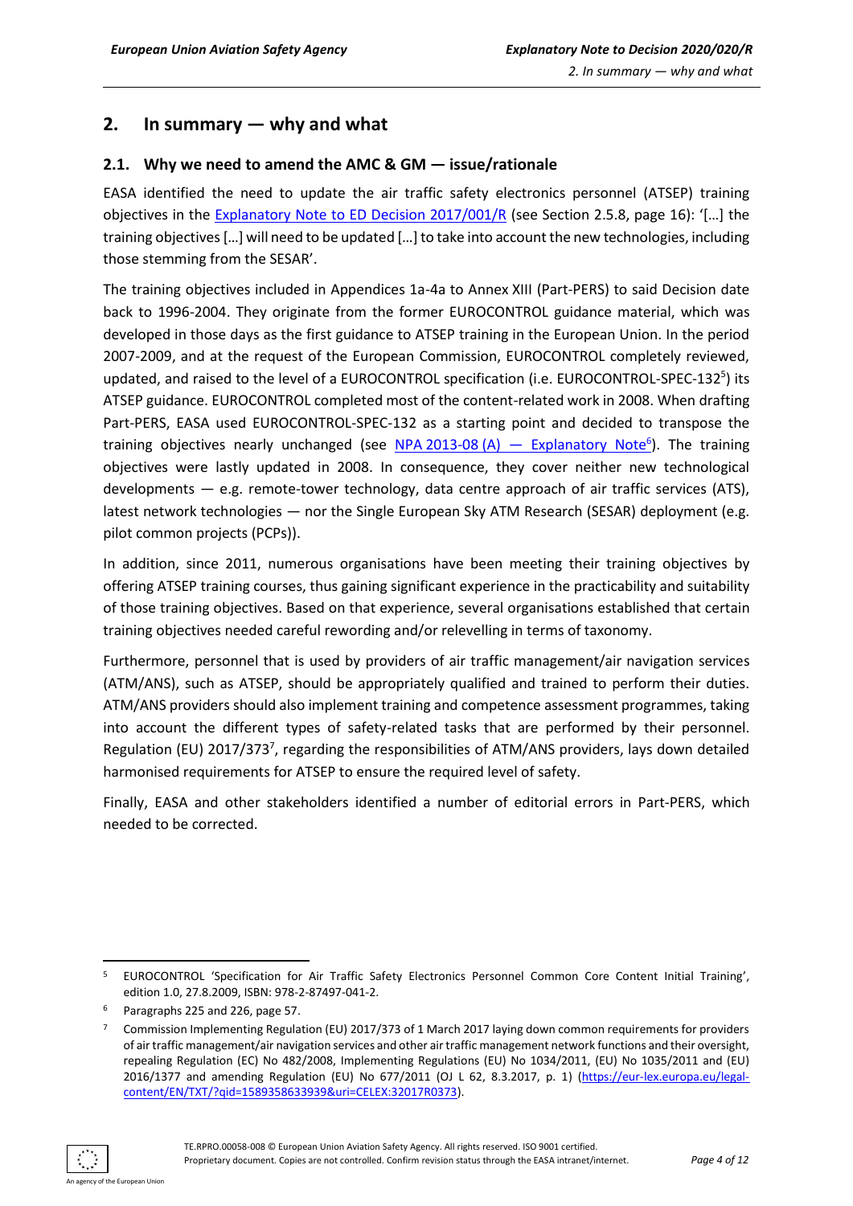## 2. In summary — why and what

### 2.1. Why we need to amend the AMC & GM — issue/rationale

EASA identified the need to update the air traffic safety electronics personnel (ATSEP) training objectives in the Explanatory Note to ED Decision 2017/001/R (see Section 2.5.8, page 16): '[…] the training objectives […] will need to be updated […] to take into account the new technologies, including those stemming from the SESAR'.

The training objectives included in Appendices 1a-4a to Annex XIII (Part-PERS) to said Decision date back to 1996-2004. They originate from the former EUROCONTROL guidance material, which was developed in those days as the first guidance to ATSEP training in the European Union. In the period 2007-2009, and at the request of the European Commission, EUROCONTROL completely reviewed, updated, and raised to the level of a EUROCONTROL specification (i.e. EUROCONTROL-SPEC-132[5]) its ATSEP guidance. EUROCONTROL completed most of the content-related work in 2008. When drafting Part-PERS, EASA used EUROCONTROL-SPEC-132 as a starting point and decided to transpose the training objectives nearly unchanged (see NPA 2013-08 (A) — Explanatory Note[6]). The training objectives were lastly updated in 2008. In consequence, they cover neither new technological developments — e.g. remote-tower technology, data centre approach of air traffic services (ATS), latest network technologies — nor the Single European Sky ATM Research (SESAR) deployment (e.g. pilot common projects (PCPs)).

In addition, since 2011, numerous organisations have been meeting their training objectives by offering ATSEP training courses, thus gaining significant experience in the practicability and suitability of those training objectives. Based on that experience, several organisations established that certain training objectives needed careful rewording and/or relevelling in terms of taxonomy.

Furthermore, personnel that is used by providers of air traffic management/air navigation services (ATM/ANS), such as ATSEP, should be appropriately qualified and trained to perform their duties. ATM/ANS providers should also implement training and competence assessment programmes, taking into account the different types of safety-related tasks that are performed by their personnel. Regulation (EU) 2017/373[7], regarding the responsibilities of ATM/ANS providers, lays down detailed harmonised requirements for ATSEP to ensure the required level of safety.

Finally, EASA and other stakeholders identified a number of editorial errors in Part-PERS, which needed to be corrected.

---

[5] EUROCONTROL 'Specification for Air Traffic Safety Electronics Personnel Common Core Content Initial Training', edition 1.0, 27.8.2009, ISBN: 978-2-87497-041-2.

[6] Paragraphs 225 and 226, page 57.

[7] Commission Implementing Regulation (EU) 2017/373 of 1 March 2017 laying down common requirements for providers of air traffic management/air navigation services and other air traffic management network functions and their oversight, repealing Regulation (EC) No 482/2008, Implementing Regulations (EU) No 1034/2011, (EU) No 1035/2011 and (EU) 2016/1377 and amending Regulation (EU) No 677/2011 (OJ L 62, 8.3.2017, p. 1) (https://eur-lex.europa.eu/legal-content/EN/TXT/?qid=1589358633939&uri=CELEX:32017R0373).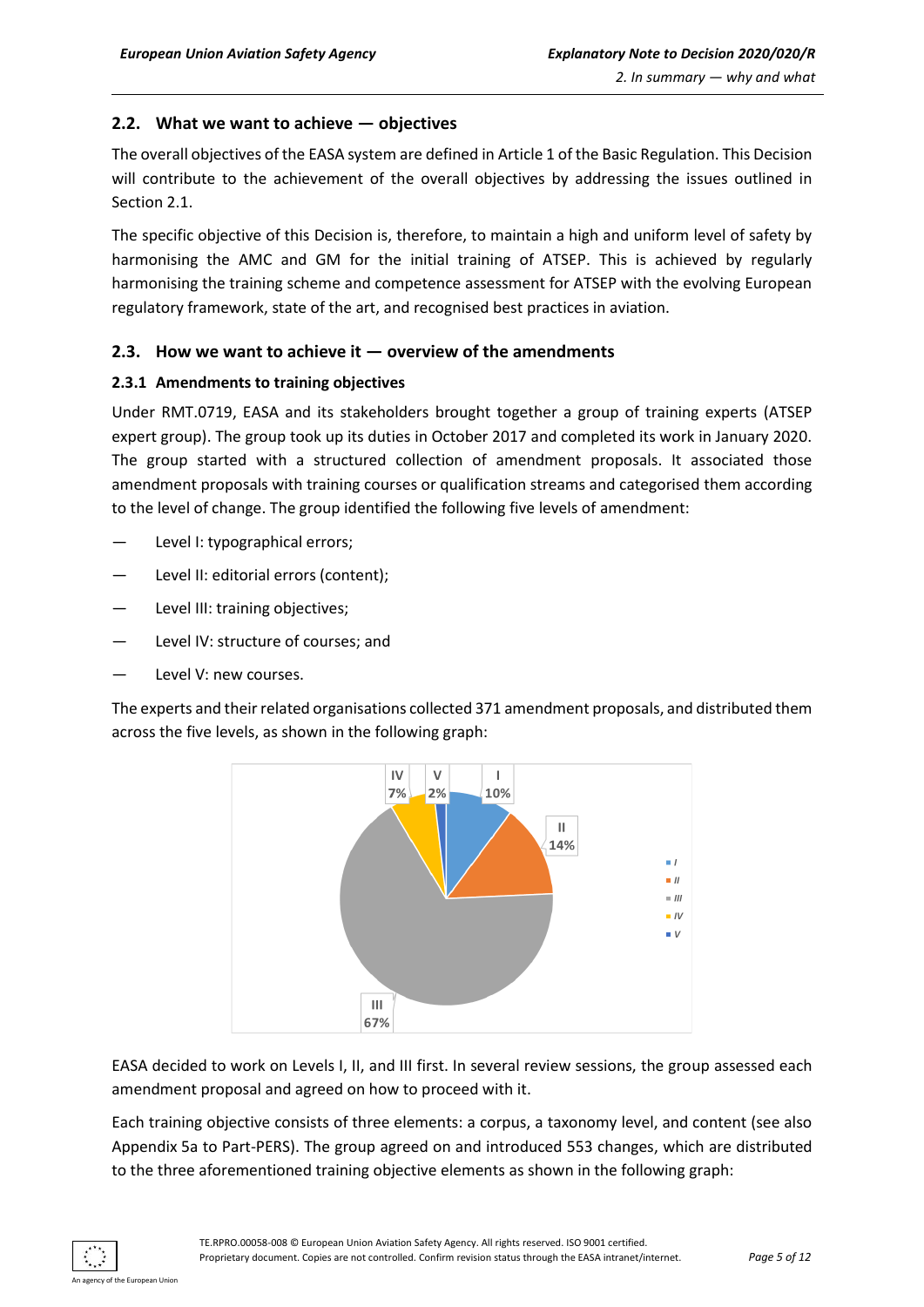## 2.2. What we want to achieve — objectives

The overall objectives of the EASA system are defined in Article 1 of the Basic Regulation. This Decision will contribute to the achievement of the overall objectives by addressing the issues outlined in Section 2.1.

The specific objective of this Decision is, therefore, to maintain a high and uniform level of safety by harmonising the AMC and GM for the initial training of ATSEP. This is achieved by regularly harmonising the training scheme and competence assessment for ATSEP with the evolving European regulatory framework, state of the art, and recognised best practices in aviation.

## 2.3. How we want to achieve it — overview of the amendments

### 2.3.1 Amendments to training objectives

Under RMT.0719, EASA and its stakeholders brought together a group of training experts (ATSEP expert group). The group took up its duties in October 2017 and completed its work in January 2020. The group started with a structured collection of amendment proposals. It associated those amendment proposals with training courses or qualification streams and categorised them according to the level of change. The group identified the following five levels of amendment:

- Level I: typographical errors;
- Level II: editorial errors (content);
- Level III: training objectives;
- Level IV: structure of courses; and
- Level V: new courses.

The experts and their related organisations collected 371 amendment proposals, and distributed them across the five levels, as shown in the following graph:

| Level | Share |
|---|---|
| I | 10% |
| II | 14% |
| III | 67% |
| IV | 7% |
| V | 2% |

EASA decided to work on Levels I, II, and III first. In several review sessions, the group assessed each amendment proposal and agreed on how to proceed with it.

Each training objective consists of three elements: a corpus, a taxonomy level, and content (see also Appendix 5a to Part-PERS). The group agreed on and introduced 553 changes, which are distributed to the three aforementioned training objective elements as shown in the following graph: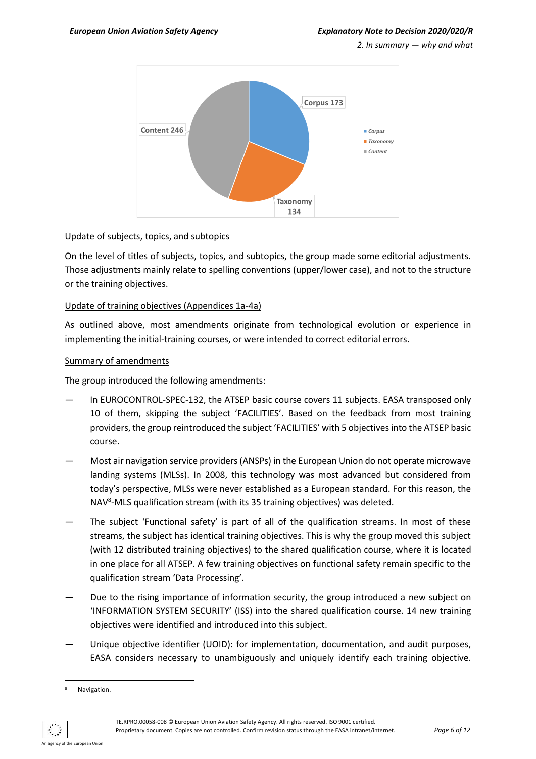Update of subjects, topics, and subtopics

On the level of titles of subjects, topics, and subtopics, the group made some editorial adjustments. Those adjustments mainly relate to spelling conventions (upper/lower case), and not to the structure or the training objectives.

Update of training objectives (Appendices 1a-4a)

As outlined above, most amendments originate from technological evolution or experience in implementing the initial-training courses, or were intended to correct editorial errors.

Summary of amendments

The group introduced the following amendments:

— In EUROCONTROL-SPEC-132, the ATSEP basic course covers 11 subjects. EASA transposed only 10 of them, skipping the subject 'FACILITIES'. Based on the feedback from most training providers, the group reintroduced the subject 'FACILITIES' with 5 objectives into the ATSEP basic course.

— Most air navigation service providers (ANSPs) in the European Union do not operate microwave landing systems (MLSs). In 2008, this technology was most advanced but considered from today's perspective, MLSs were never established as a European standard. For this reason, the NAV[8]-MLS qualification stream (with its 35 training objectives) was deleted.

— The subject 'Functional safety' is part of all of the qualification streams. In most of these streams, the subject has identical training objectives. This is why the group moved this subject (with 12 distributed training objectives) to the shared qualification course, where it is located in one place for all ATSEP. A few training objectives on functional safety remain specific to the qualification stream 'Data Processing'.

— Due to the rising importance of information security, the group introduced a new subject on 'INFORMATION SYSTEM SECURITY' (ISS) into the shared qualification course. 14 new training objectives were identified and introduced into this subject.

— Unique objective identifier (UOID): for implementation, documentation, and audit purposes, EASA considers necessary to unambiguously and uniquely identify each training objective.

[8] Navigation.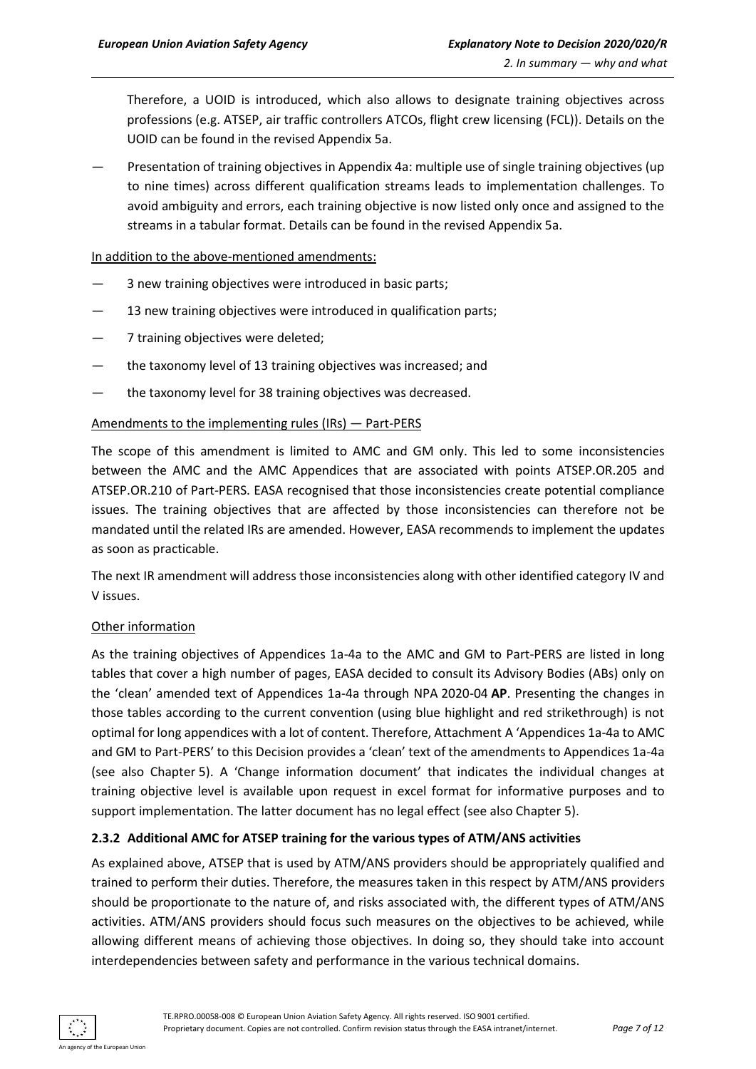Therefore, a UOID is introduced, which also allows to designate training objectives across professions (e.g. ATSEP, air traffic controllers ATCOs, flight crew licensing (FCL)). Details on the UOID can be found in the revised Appendix 5a.

— Presentation of training objectives in Appendix 4a: multiple use of single training objectives (up to nine times) across different qualification streams leads to implementation challenges. To avoid ambiguity and errors, each training objective is now listed only once and assigned to the streams in a tabular format. Details can be found in the revised Appendix 5a.

In addition to the above-mentioned amendments:

— 3 new training objectives were introduced in basic parts;

— 13 new training objectives were introduced in qualification parts;

— 7 training objectives were deleted;

— the taxonomy level of 13 training objectives was increased; and

— the taxonomy level for 38 training objectives was decreased.

Amendments to the implementing rules (IRs) — Part-PERS

The scope of this amendment is limited to AMC and GM only. This led to some inconsistencies between the AMC and the AMC Appendices that are associated with points ATSEP.OR.205 and ATSEP.OR.210 of Part-PERS. EASA recognised that those inconsistencies create potential compliance issues. The training objectives that are affected by those inconsistencies can therefore not be mandated until the related IRs are amended. However, EASA recommends to implement the updates as soon as practicable.

The next IR amendment will address those inconsistencies along with other identified category IV and V issues.

Other information

As the training objectives of Appendices 1a-4a to the AMC and GM to Part-PERS are listed in long tables that cover a high number of pages, EASA decided to consult its Advisory Bodies (ABs) only on the 'clean' amended text of Appendices 1a-4a through NPA 2020-04 **AP**. Presenting the changes in those tables according to the current convention (using blue highlight and red strikethrough) is not optimal for long appendices with a lot of content. Therefore, Attachment A 'Appendices 1a-4a to AMC and GM to Part-PERS' to this Decision provides a 'clean' text of the amendments to Appendices 1a-4a (see also Chapter 5). A 'Change information document' that indicates the individual changes at training objective level is available upon request in excel format for informative purposes and to support implementation. The latter document has no legal effect (see also Chapter 5).

### 2.3.2 Additional AMC for ATSEP training for the various types of ATM/ANS activities

As explained above, ATSEP that is used by ATM/ANS providers should be appropriately qualified and trained to perform their duties. Therefore, the measures taken in this respect by ATM/ANS providers should be proportionate to the nature of, and risks associated with, the different types of ATM/ANS activities. ATM/ANS providers should focus such measures on the objectives to be achieved, while allowing different means of achieving those objectives. In doing so, they should take into account interdependencies between safety and performance in the various technical domains.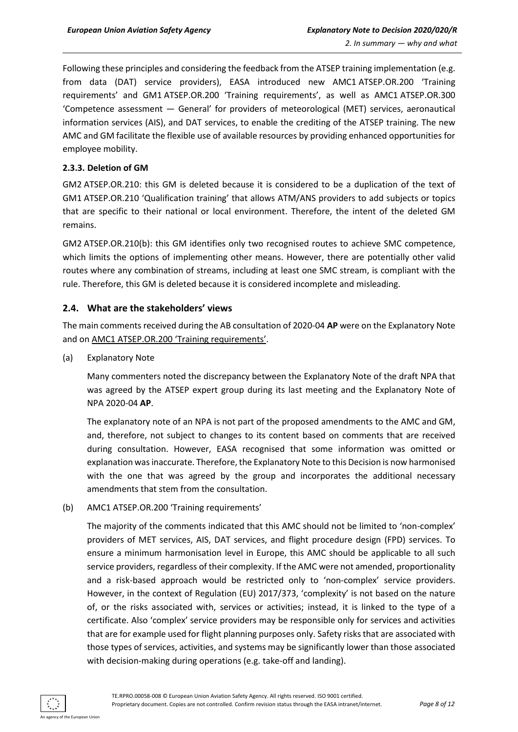Following these principles and considering the feedback from the ATSEP training implementation (e.g. from data (DAT) service providers), EASA introduced new AMC1 ATSEP.OR.200 'Training requirements' and GM1 ATSEP.OR.200 'Training requirements', as well as AMC1 ATSEP.OR.300 'Competence assessment — General' for providers of meteorological (MET) services, aeronautical information services (AIS), and DAT services, to enable the crediting of the ATSEP training. The new AMC and GM facilitate the flexible use of available resources by providing enhanced opportunities for employee mobility.

### 2.3.3. Deletion of GM

GM2 ATSEP.OR.210: this GM is deleted because it is considered to be a duplication of the text of GM1 ATSEP.OR.210 'Qualification training' that allows ATM/ANS providers to add subjects or topics that are specific to their national or local environment. Therefore, the intent of the deleted GM remains.

GM2 ATSEP.OR.210(b): this GM identifies only two recognised routes to achieve SMC competence, which limits the options of implementing other means. However, there are potentially other valid routes where any combination of streams, including at least one SMC stream, is compliant with the rule. Therefore, this GM is deleted because it is considered incomplete and misleading.

## 2.4. What are the stakeholders' views

The main comments received during the AB consultation of 2020-04 **AP** were on the Explanatory Note and on AMC1 ATSEP.OR.200 'Training requirements'.

(a) Explanatory Note

Many commenters noted the discrepancy between the Explanatory Note of the draft NPA that was agreed by the ATSEP expert group during its last meeting and the Explanatory Note of NPA 2020-04 **AP**.

The explanatory note of an NPA is not part of the proposed amendments to the AMC and GM, and, therefore, not subject to changes to its content based on comments that are received during consultation. However, EASA recognised that some information was omitted or explanation was inaccurate. Therefore, the Explanatory Note to this Decision is now harmonised with the one that was agreed by the group and incorporates the additional necessary amendments that stem from the consultation.

(b) AMC1 ATSEP.OR.200 'Training requirements'

The majority of the comments indicated that this AMC should not be limited to 'non-complex' providers of MET services, AIS, DAT services, and flight procedure design (FPD) services. To ensure a minimum harmonisation level in Europe, this AMC should be applicable to all such service providers, regardless of their complexity. If the AMC were not amended, proportionality and a risk-based approach would be restricted only to 'non-complex' service providers. However, in the context of Regulation (EU) 2017/373, 'complexity' is not based on the nature of, or the risks associated with, services or activities; instead, it is linked to the type of a certificate. Also 'complex' service providers may be responsible only for services and activities that are for example used for flight planning purposes only. Safety risks that are associated with those types of services, activities, and systems may be significantly lower than those associated with decision-making during operations (e.g. take-off and landing).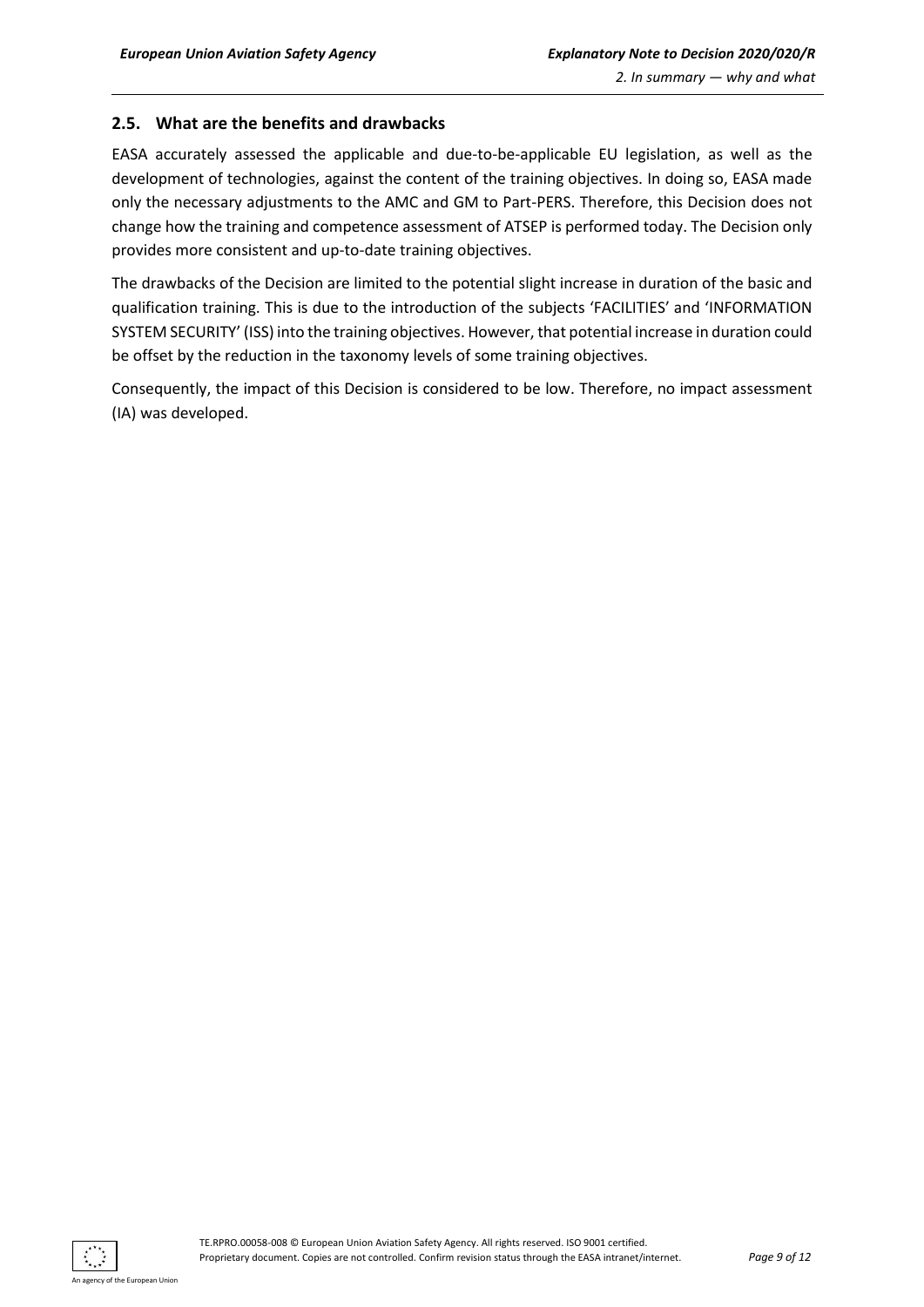## 2.5. What are the benefits and drawbacks

EASA accurately assessed the applicable and due-to-be-applicable EU legislation, as well as the development of technologies, against the content of the training objectives. In doing so, EASA made only the necessary adjustments to the AMC and GM to Part-PERS. Therefore, this Decision does not change how the training and competence assessment of ATSEP is performed today. The Decision only provides more consistent and up-to-date training objectives.

The drawbacks of the Decision are limited to the potential slight increase in duration of the basic and qualification training. This is due to the introduction of the subjects 'FACILITIES' and 'INFORMATION SYSTEM SECURITY' (ISS) into the training objectives. However, that potential increase in duration could be offset by the reduction in the taxonomy levels of some training objectives.

Consequently, the impact of this Decision is considered to be low. Therefore, no impact assessment (IA) was developed.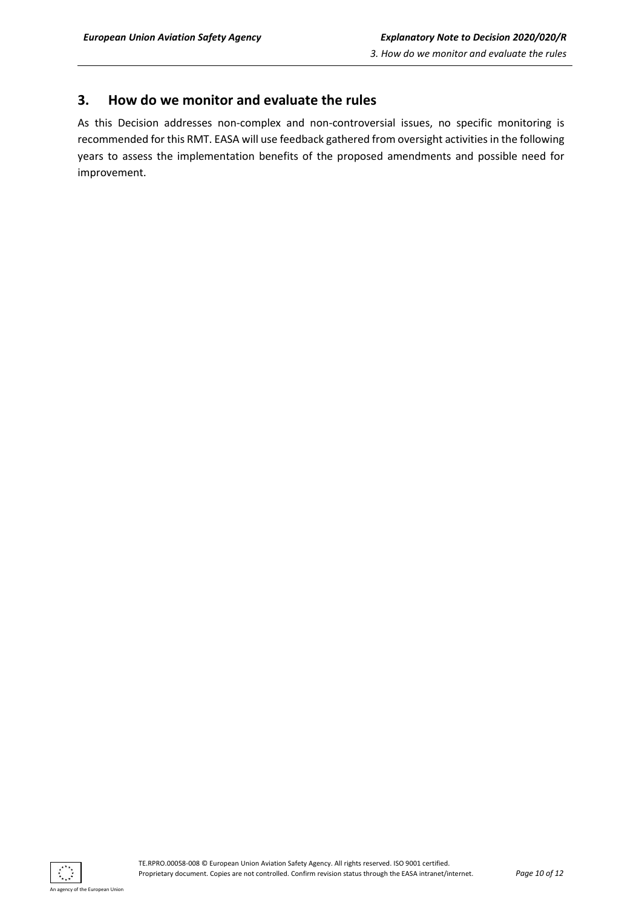## 3. How do we monitor and evaluate the rules

As this Decision addresses non-complex and non-controversial issues, no specific monitoring is recommended for this RMT. EASA will use feedback gathered from oversight activities in the following years to assess the implementation benefits of the proposed amendments and possible need for improvement.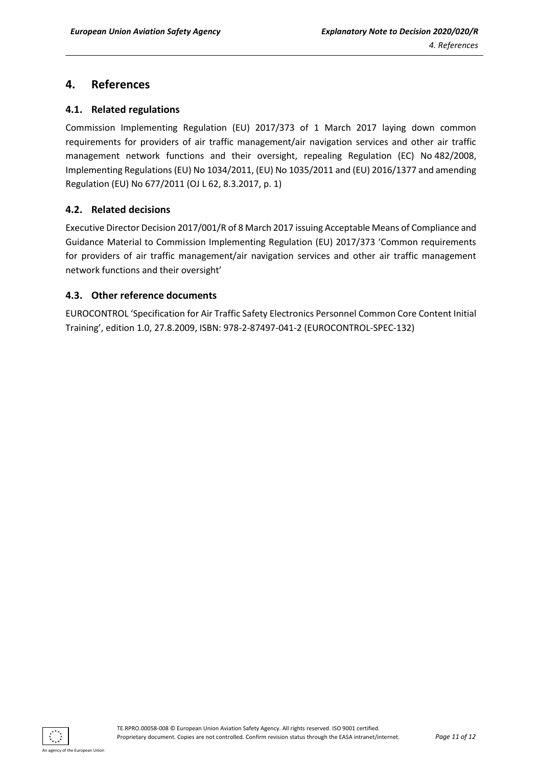# 4. References

## 4.1. Related regulations

Commission Implementing Regulation (EU) 2017/373 of 1 March 2017 laying down common requirements for providers of air traffic management/air navigation services and other air traffic management network functions and their oversight, repealing Regulation (EC) No 482/2008, Implementing Regulations (EU) No 1034/2011, (EU) No 1035/2011 and (EU) 2016/1377 and amending Regulation (EU) No 677/2011 (OJ L 62, 8.3.2017, p. 1)

## 4.2. Related decisions

Executive Director Decision 2017/001/R of 8 March 2017 issuing Acceptable Means of Compliance and Guidance Material to Commission Implementing Regulation (EU) 2017/373 'Common requirements for providers of air traffic management/air navigation services and other air traffic management network functions and their oversight'

## 4.3. Other reference documents

EUROCONTROL 'Specification for Air Traffic Safety Electronics Personnel Common Core Content Initial Training', edition 1.0, 27.8.2009, ISBN: 978-2-87497-041-2 (EUROCONTROL-SPEC-132)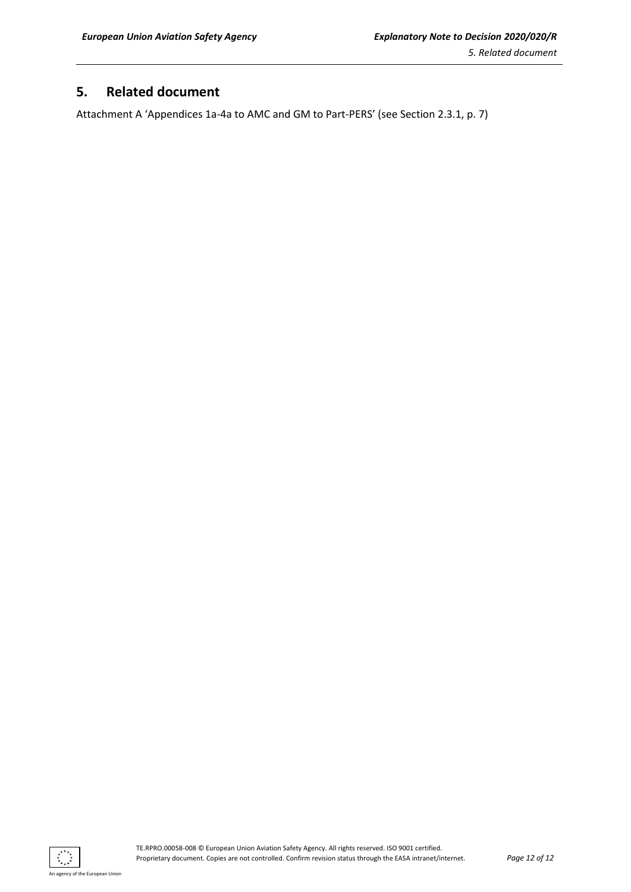## 5. Related document

Attachment A 'Appendices 1a-4a to AMC and GM to Part-PERS' (see Section 2.3.1, p. 7)